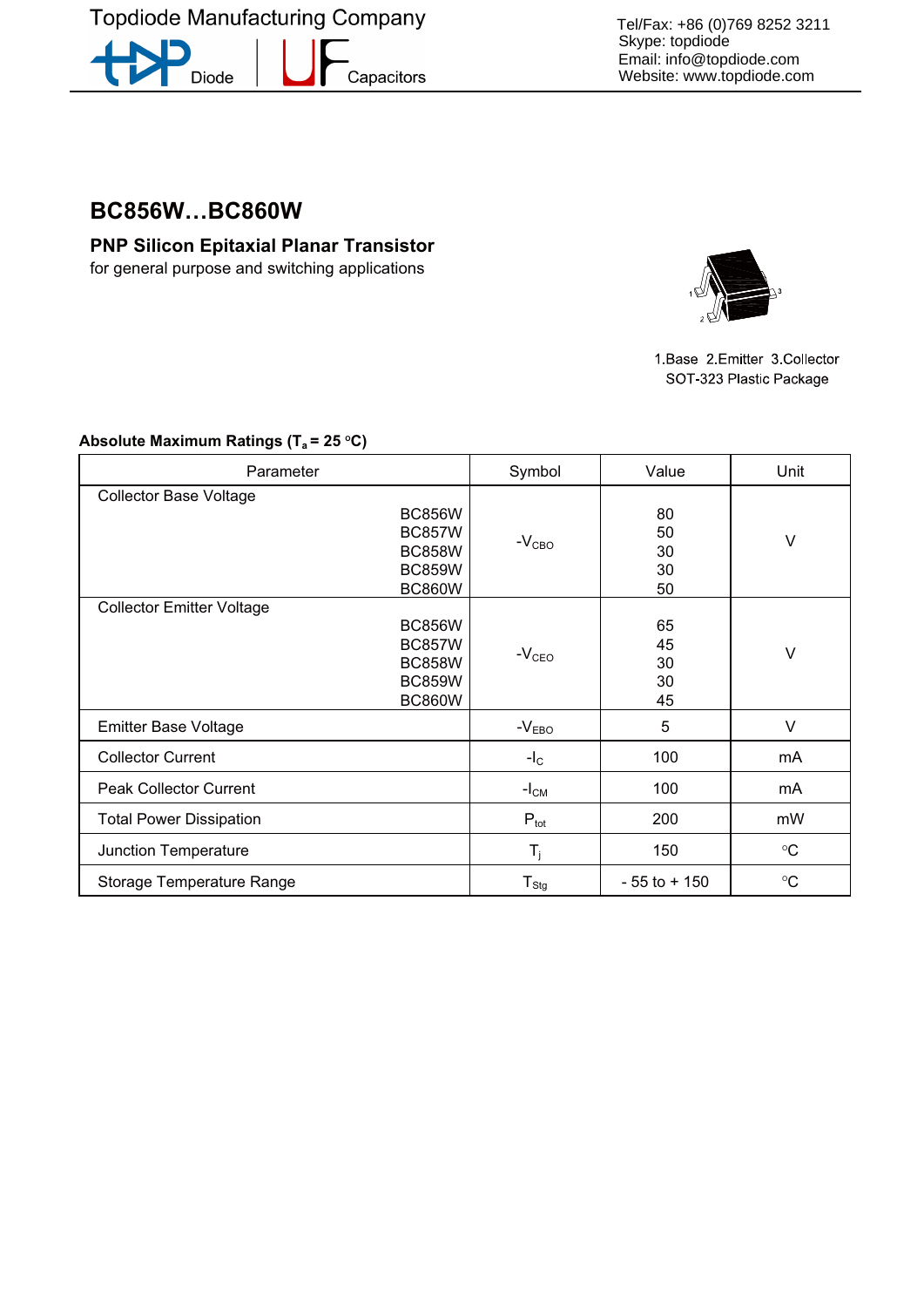Topdiode Manufacturing Company

Diode | Capacitors

Tel/Fax: +86 (0)769 8252 3211
Skype: topdiode
Email: info@topdiode.com
Website: www.topdiode.com

# BC856W…BC860W

## PNP Silicon Epitaxial Planar Transistor

for general purpose and switching applications

1.Base 2.Emitter 3.Collector
SOT-323 Plastic Package

### Absolute Maximum Ratings ($T_a$ = 25 °C)

| Parameter | | Symbol | Value | Unit |
|---|---|---|---|---|
| Collector Base Voltage | BC856W | $-V_{CBO}$ | 80 | V |
| | BC857W | | 50 | |
| | BC858W | | 30 | |
| | BC859W | | 30 | |
| | BC860W | | 50 | |
| Collector Emitter Voltage | BC856W | $-V_{CEO}$ | 65 | V |
| | BC857W | | 45 | |
| | BC858W | | 30 | |
| | BC859W | | 30 | |
| | BC860W | | 45 | |
| Emitter Base Voltage | | $-V_{EBO}$ | 5 | V |
| Collector Current | | $-I_C$ | 100 | mA |
| Peak Collector Current | | $-I_{CM}$ | 100 | mA |
| Total Power Dissipation | | $P_{tot}$ | 200 | mW |
| Junction Temperature | | $T_j$ | 150 | °C |
| Storage Temperature Range | | $T_{Stg}$ | - 55 to + 150 | °C |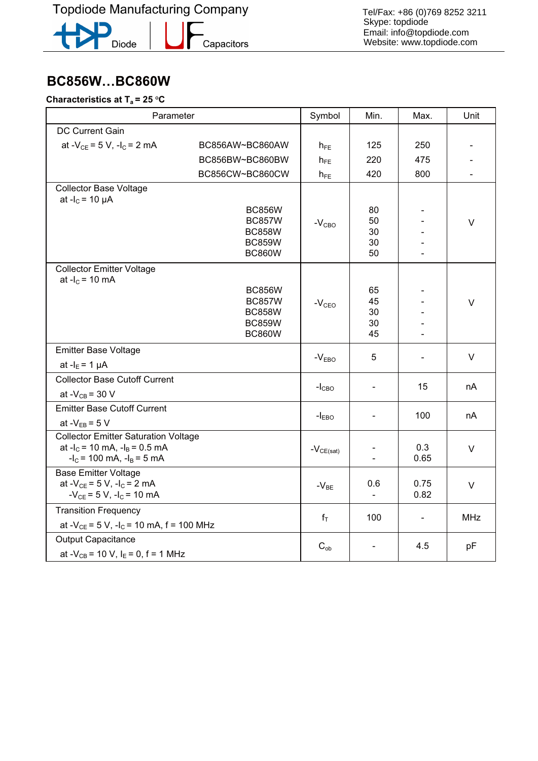## BC856W…BC860W

**Characteristics at $T_a$ = 25 °C**

| Parameter | | Symbol | Min. | Max. | Unit |
|---|---|---|---|---|---|
| DC Current Gain | | | | | |
| at $-V_{CE}$ = 5 V, $-I_C$ = 2 mA | BC856AW~BC860AW | $h_{FE}$ | 125 | 250 | - |
| | BC856BW~BC860BW | $h_{FE}$ | 220 | 475 | - |
| | BC856CW~BC860CW | $h_{FE}$ | 420 | 800 | - |
| Collector Base Voltage at $-I_C$ = 10 µA | BC856W | $-V_{CBO}$ | 80 | - | V |
| | BC857W | | 50 | - | |
| | BC858W | | 30 | - | |
| | BC859W | | 30 | - | |
| | BC860W | | 50 | - | |
| Collector Emitter Voltage at $-I_C$ = 10 mA | BC856W | $-V_{CEO}$ | 65 | - | V |
| | BC857W | | 45 | - | |
| | BC858W | | 30 | - | |
| | BC859W | | 30 | - | |
| | BC860W | | 45 | - | |
| Emitter Base Voltage at $-I_E$ = 1 µA | | $-V_{EBO}$ | 5 | - | V |
| Collector Base Cutoff Current at $-V_{CB}$ = 30 V | | $-I_{CBO}$ | - | 15 | nA |
| Emitter Base Cutoff Current at $-V_{EB}$ = 5 V | | $-I_{EBO}$ | - | 100 | nA |
| Collector Emitter Saturation Voltage at $-I_C$ = 10 mA, $-I_B$ = 0.5 mA | | $-V_{CE(sat)}$ | - | 0.3 | V |
| $-I_C$ = 100 mA, $-I_B$ = 5 mA | | | - | 0.65 | |
| Base Emitter Voltage at $-V_{CE}$ = 5 V, $-I_C$ = 2 mA | | $-V_{BE}$ | 0.6 | 0.75 | V |
| $-V_{CE}$ = 5 V, $-I_C$ = 10 mA | | | - | 0.82 | |
| Transition Frequency at $-V_{CE}$ = 5 V, $-I_C$ = 10 mA, f = 100 MHz | | $f_T$ | 100 | - | MHz |
| Output Capacitance at $-V_{CB}$ = 10 V, $I_E$ = 0, f = 1 MHz | | $C_{ob}$ | - | 4.5 | pF |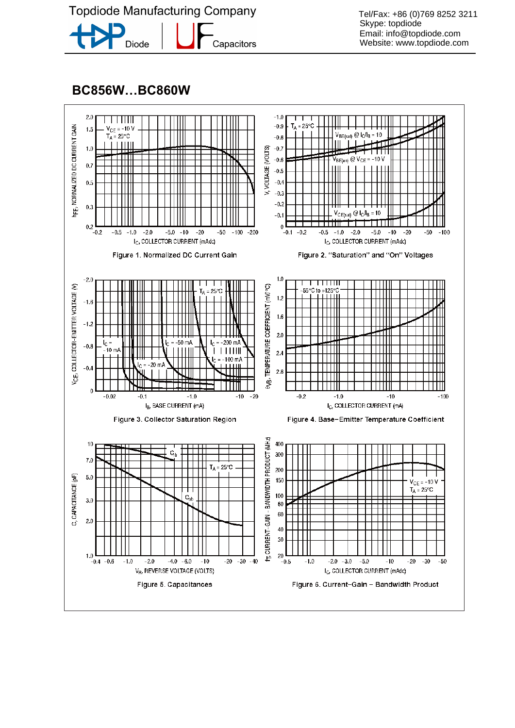## BC856W…BC860W

Figure 1. Normalized DC Current Gain

Figure 2. "Saturation" and "On" Voltages

Figure 3. Collector Saturation Region

Figure 4. Base−Emitter Temperature Coefficient

Figure 5. Capacitances

Figure 6. Current−Gain − Bandwidth Product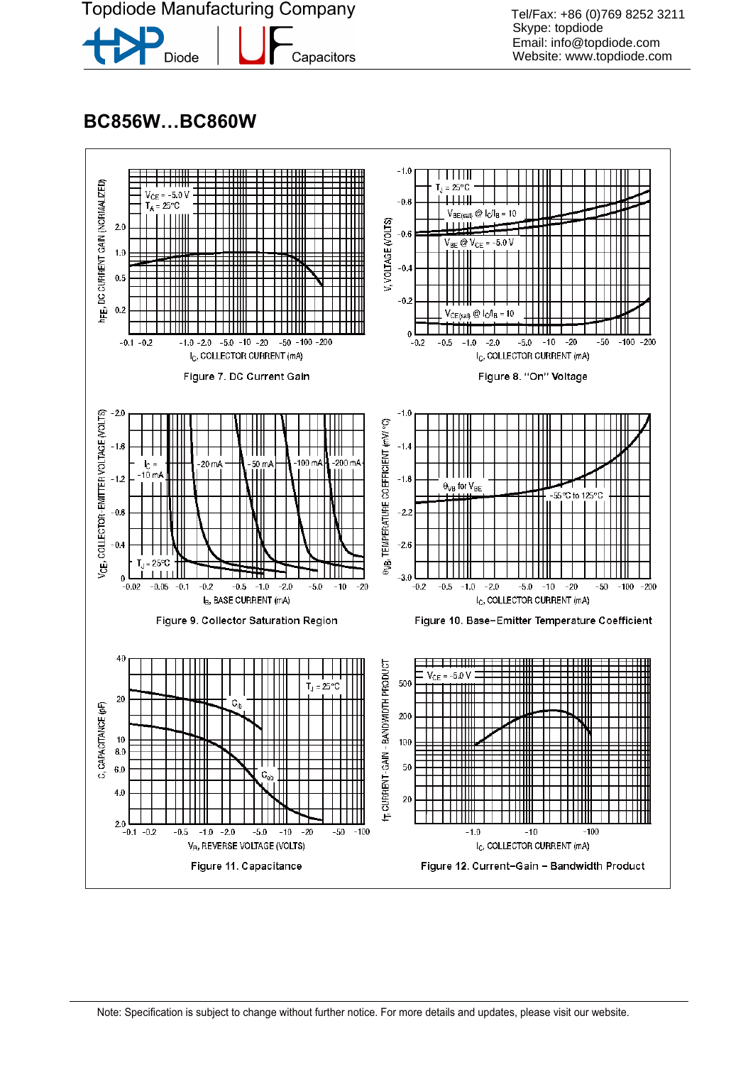# BC856W…BC860W

$V_{CE}$ = -5.0 V
$T_A$ = 25°C

2.0
1.0
0.5
0.2

-0.1 -0.2 -1.0 -2.0 -5.0 -10 -20 -50 -100 -200

$h_{FE}$, DC CURRENT GAIN (NORMALIZED)

$I_C$, COLLECTOR CURRENT (mA)

Figure 7. DC Current Gain

$T_J$ = 25°C

$V_{BE(sat)}$ @ $I_C/I_B$ = 10

$V_{BE}$ @ $V_{CE}$ = -5.0 V

$V_{CE(sat)}$ @ $I_C/I_B$ = 10

-1.0
-0.8
-0.6
-0.4
-0.2
0

-0.2 -0.5 -1.0 -2.0 -5.0 -10 -20 -50 -100 -200

V, VOLTAGE (VOLTS)

$I_C$, COLLECTOR CURRENT (mA)

Figure 8. "On" Voltage

$I_C$ = -10 mA

-20 mA

-50 mA

-100 mA

-200 mA

$T_J$ = 25°C

-2.0
-1.6
-1.2
-0.8
-0.4
0

-0.02 -0.05 -0.1 -0.2 -0.5 -1.0 -2.0 -5.0 -10 -20

$V_{CE}$, COLLECTOR-EMITTER VOLTAGE (VOLTS)

$I_B$, BASE CURRENT (mA)

Figure 9. Collector Saturation Region

$\theta_{VB}$ for $V_{BE}$

-55°C to 125°C

-1.0
-1.4
-1.8
-2.2
-2.6
-3.0

-0.2 -0.5 -1.0 -2.0 -5.0 -10 -20 -50 -100 -200

$\theta_{VB}$, TEMPERATURE COEFFICIENT (mV/°C)

$I_C$, COLLECTOR CURRENT (mA)

Figure 10. Base-Emitter Temperature Coefficient

$T_J$ = 25°C

$C_{ib}$

$C_{ob}$

40
20
10
8.0
6.0
4.0
2.0

-0.1 -0.2 -0.5 -1.0 -2.0 -5.0 -10 -20 -50 -100

C, CAPACITANCE (pF)

$V_R$, REVERSE VOLTAGE (VOLTS)

Figure 11. Capacitance

$V_{CE}$ = -5.0 V

500
200
100
50
20

-1.0 -10 -100

$f_T$, CURRENT-GAIN - BANDWIDTH PRODUCT

$I_C$, COLLECTOR CURRENT (mA)

Figure 12. Current-Gain – Bandwidth Product

Note: Specification is subject to change without further notice. For more details and updates, please visit our website.